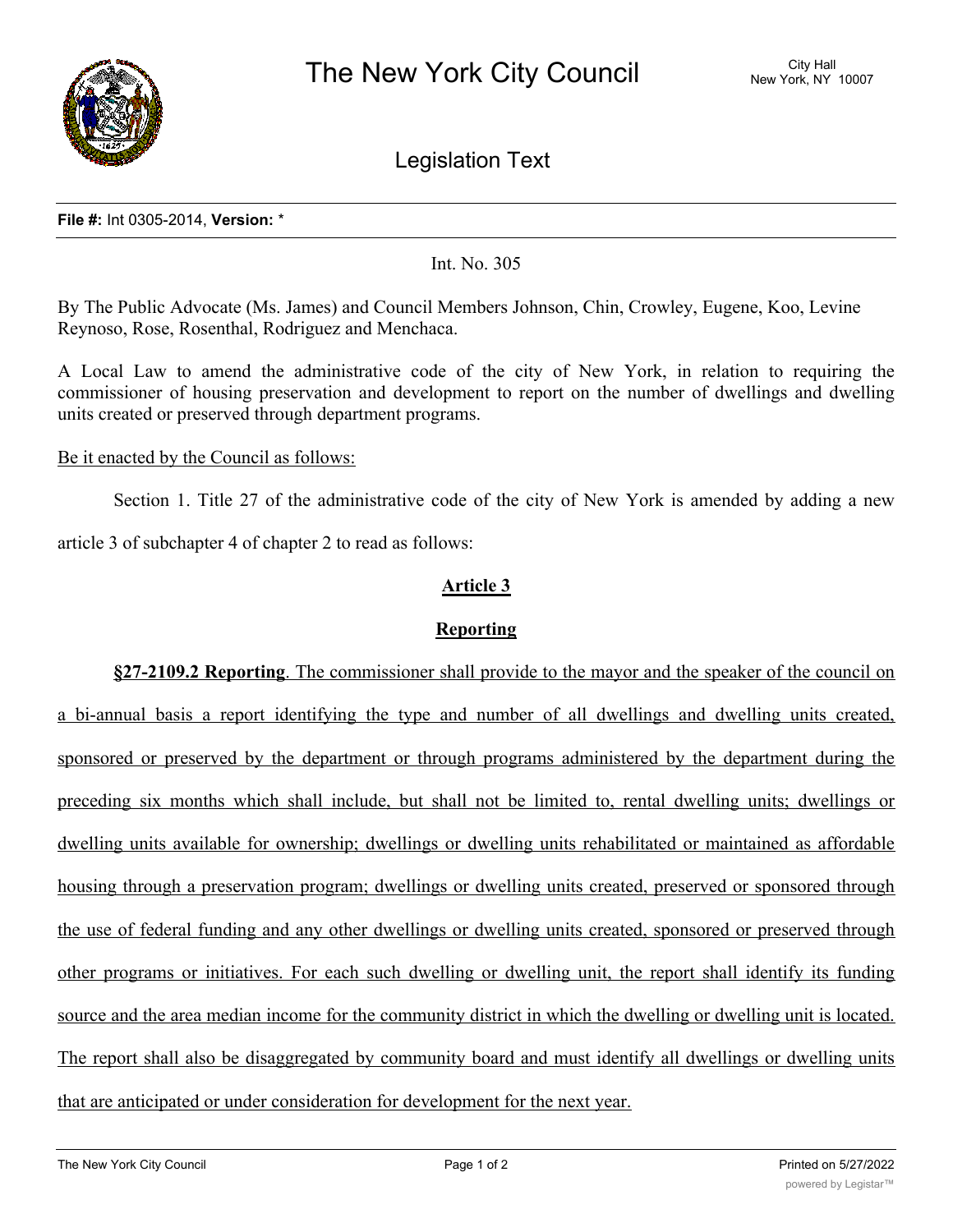# The New York City Council

City Hall
New York, NY 10007

## Legislation Text

**File #:** Int 0305-2014, **Version:** *

Int. No. 305

By The Public Advocate (Ms. James) and Council Members Johnson, Chin, Crowley, Eugene, Koo, Levine Reynoso, Rose, Rosenthal, Rodriguez and Menchaca.

A Local Law to amend the administrative code of the city of New York, in relation to requiring the commissioner of housing preservation and development to report on the number of dwellings and dwelling units created or preserved through department programs.

Be it enacted by the Council as follows:

Section 1. Title 27 of the administrative code of the city of New York is amended by adding a new article 3 of subchapter 4 of chapter 2 to read as follows:

**Article 3**

**Reporting**

**§27-2109.2 Reporting**. The commissioner shall provide to the mayor and the speaker of the council on a bi-annual basis a report identifying the type and number of all dwellings and dwelling units created, sponsored or preserved by the department or through programs administered by the department during the preceding six months which shall include, but shall not be limited to, rental dwelling units; dwellings or dwelling units available for ownership; dwellings or dwelling units rehabilitated or maintained as affordable housing through a preservation program; dwellings or dwelling units created, preserved or sponsored through the use of federal funding and any other dwellings or dwelling units created, sponsored or preserved through other programs or initiatives. For each such dwelling or dwelling unit, the report shall identify its funding source and the area median income for the community district in which the dwelling or dwelling unit is located. The report shall also be disaggregated by community board and must identify all dwellings or dwelling units that are anticipated or under consideration for development for the next year.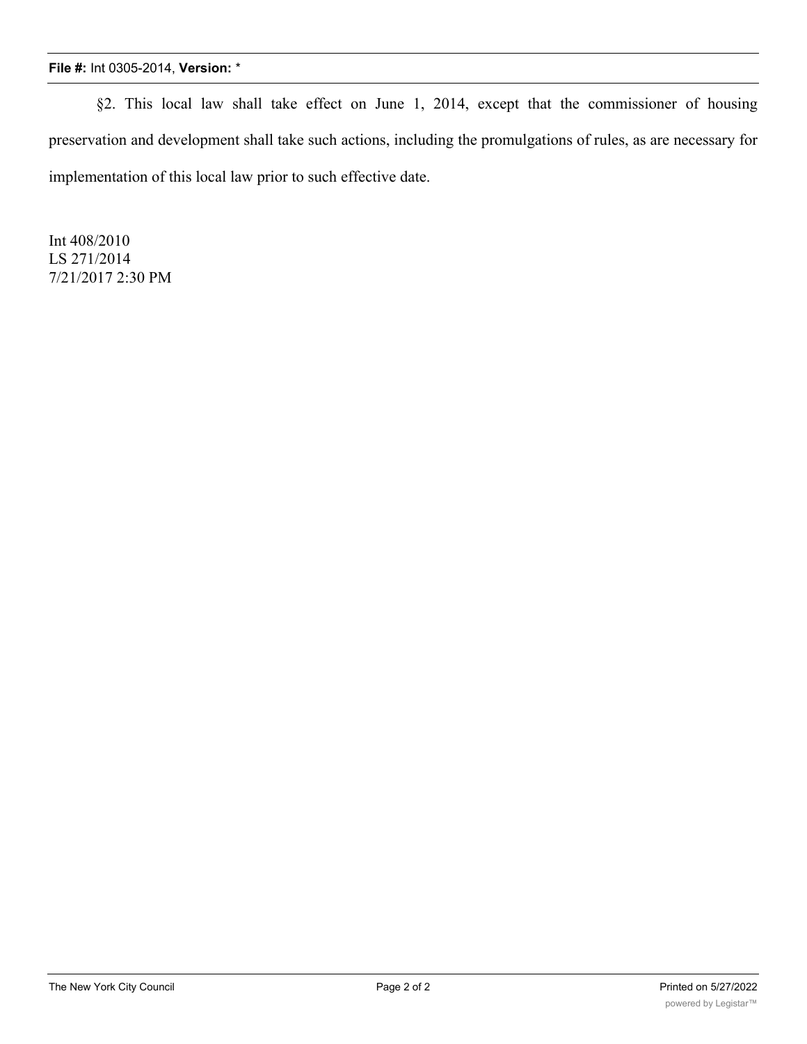§2. This local law shall take effect on June 1, 2014, except that the commissioner of housing preservation and development shall take such actions, including the promulgations of rules, as are necessary for implementation of this local law prior to such effective date.

Int 408/2010
LS 271/2014
7/21/2017 2:30 PM